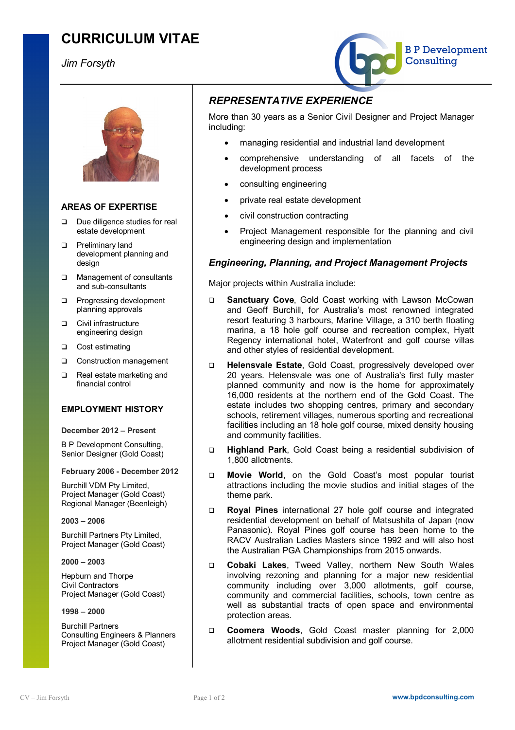# CURRICULUM VITAE

*Jim Forsyth*

B P Development Consulting

## AREAS OF EXPERTISE

- Due diligence studies for real estate development
- Preliminary land development planning and design
- Management of consultants and sub-consultants
- Progressing development planning approvals
- Civil infrastructure engineering design
- Cost estimating
- Construction management
- Real estate marketing and financial control

## EMPLOYMENT HISTORY

**December 2012 – Present**

B P Development Consulting,
Senior Designer (Gold Coast)

**February 2006 - December 2012**

Burchill VDM Pty Limited,
Project Manager (Gold Coast)
Regional Manager (Beenleigh)

**2003 – 2006**

Burchill Partners Pty Limited,
Project Manager (Gold Coast)

**2000 – 2003**

Hepburn and Thorpe
Civil Contractors
Project Manager (Gold Coast)

**1998 – 2000**

Burchill Partners
Consulting Engineers & Planners
Project Manager (Gold Coast)

## *REPRESENTATIVE EXPERIENCE*

More than 30 years as a Senior Civil Designer and Project Manager including:

- managing residential and industrial land development
- comprehensive understanding of all facets of the development process
- consulting engineering
- private real estate development
- civil construction contracting
- Project Management responsible for the planning and civil engineering design and implementation

### *Engineering, Planning, and Project Management Projects*

Major projects within Australia include:

- **Sanctuary Cove**, Gold Coast working with Lawson McCowan and Geoff Burchill, for Australia's most renowned integrated resort featuring 3 harbours, Marine Village, a 310 berth floating marina, a 18 hole golf course and recreation complex, Hyatt Regency international hotel, Waterfront and golf course villas and other styles of residential development.
- **Helensvale Estate**, Gold Coast, progressively developed over 20 years. Helensvale was one of Australia's first fully master planned community and now is the home for approximately 16,000 residents at the northern end of the Gold Coast. The estate includes two shopping centres, primary and secondary schools, retirement villages, numerous sporting and recreational facilities including an 18 hole golf course, mixed density housing and community facilities.
- **Highland Park**, Gold Coast being a residential subdivision of 1,800 allotments.
- **Movie World**, on the Gold Coast's most popular tourist attractions including the movie studios and initial stages of the theme park.
- **Royal Pines** international 27 hole golf course and integrated residential development on behalf of Matsushita of Japan (now Panasonic). Royal Pines golf course has been home to the RACV Australian Ladies Masters since 1992 and will also host the Australian PGA Championships from 2015 onwards.
- **Cobaki Lakes**, Tweed Valley, northern New South Wales involving rezoning and planning for a major new residential community including over 3,000 allotments, golf course, community and commercial facilities, schools, town centre as well as substantial tracts of open space and environmental protection areas.
- **Coomera Woods**, Gold Coast master planning for 2,000 allotment residential subdivision and golf course.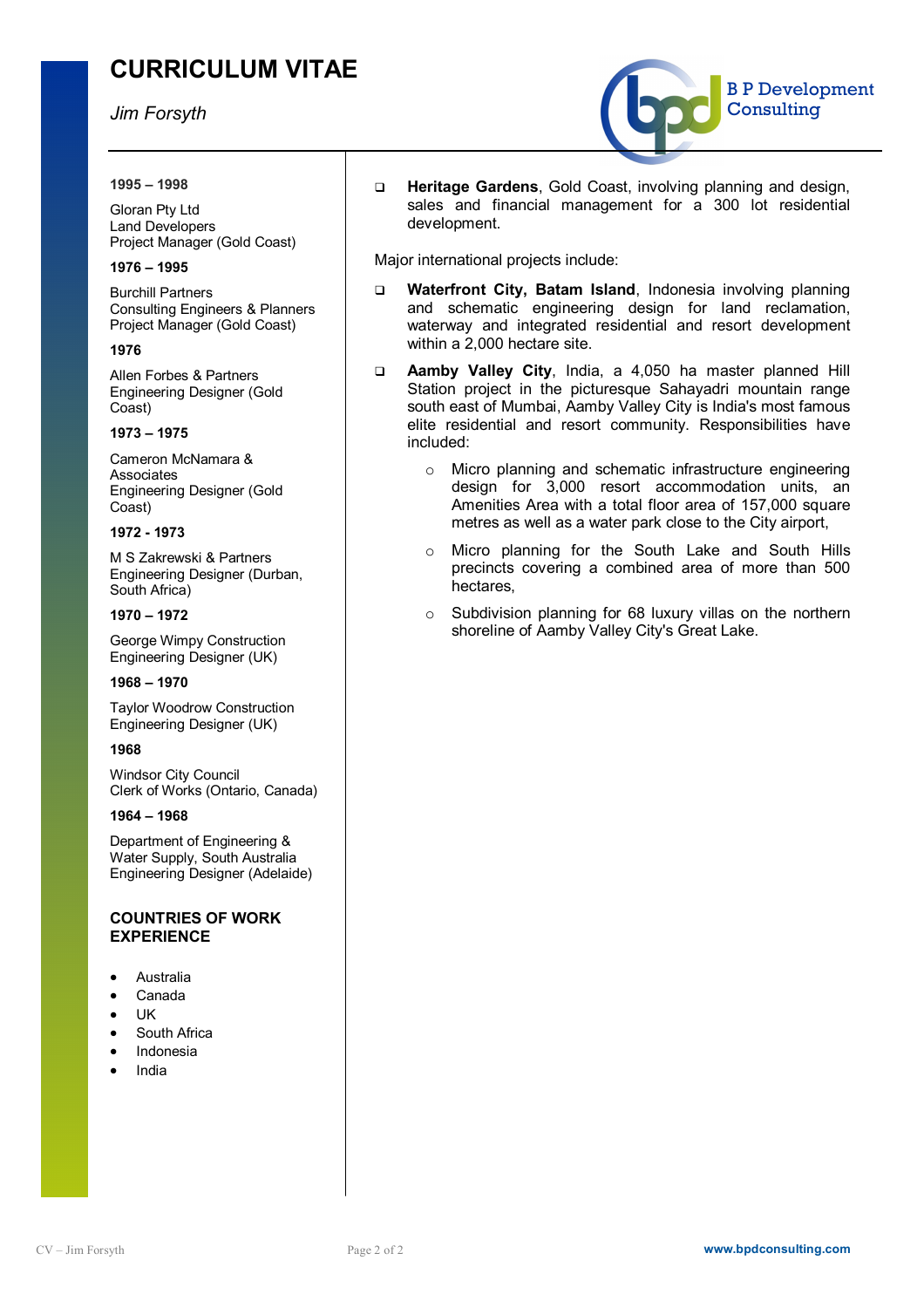# CURRICULUM VITAE

*Jim Forsyth*

**1995 – 1998**

Gloran Pty Ltd
Land Developers
Project Manager (Gold Coast)

**1976 – 1995**

Burchill Partners
Consulting Engineers & Planners
Project Manager (Gold Coast)

**1976**

Allen Forbes & Partners
Engineering Designer (Gold Coast)

**1973 – 1975**

Cameron McNamara & Associates
Engineering Designer (Gold Coast)

**1972 - 1973**

M S Zakrewski & Partners
Engineering Designer (Durban, South Africa)

**1970 – 1972**

George Wimpy Construction
Engineering Designer (UK)

**1968 – 1970**

Taylor Woodrow Construction
Engineering Designer (UK)

**1968**

Windsor City Council
Clerk of Works (Ontario, Canada)

**1964 – 1968**

Department of Engineering & Water Supply, South Australia
Engineering Designer (Adelaide)

## COUNTRIES OF WORK EXPERIENCE

- Australia
- Canada
- UK
- South Africa
- Indonesia
- India

- **Heritage Gardens**, Gold Coast, involving planning and design, sales and financial management for a 300 lot residential development.

Major international projects include:

- **Waterfront City, Batam Island**, Indonesia involving planning and schematic engineering design for land reclamation, waterway and integrated residential and resort development within a 2,000 hectare site.
- **Aamby Valley City**, India, a 4,050 ha master planned Hill Station project in the picturesque Sahayadri mountain range south east of Mumbai, Aamby Valley City is India's most famous elite residential and resort community. Responsibilities have included:
  - Micro planning and schematic infrastructure engineering design for 3,000 resort accommodation units, an Amenities Area with a total floor area of 157,000 square metres as well as a water park close to the City airport,
  - Micro planning for the South Lake and South Hills precincts covering a combined area of more than 500 hectares,
  - Subdivision planning for 68 luxury villas on the northern shoreline of Aamby Valley City's Great Lake.